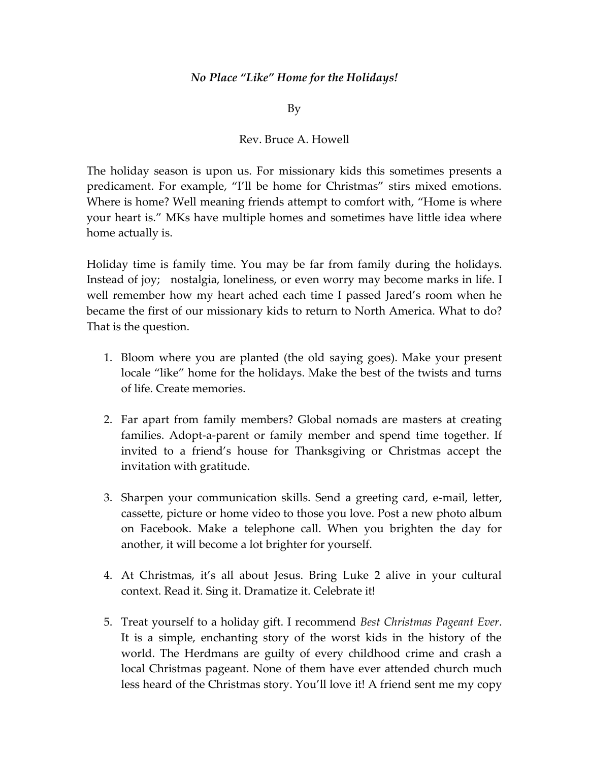*No Place "Like" Home for the Holidays!*

By

Rev. Bruce A. Howell

The holiday season is upon us. For missionary kids this sometimes presents a predicament. For example, "I'll be home for Christmas" stirs mixed emotions. Where is home? Well meaning friends attempt to comfort with, "Home is where your heart is." MKs have multiple homes and sometimes have little idea where home actually is.

Holiday time is family time. You may be far from family during the holidays. Instead of joy; nostalgia, loneliness, or even worry may become marks in life. I well remember how my heart ached each time I passed Jared's room when he became the first of our missionary kids to return to North America. What to do? That is the question.

1. Bloom where you are planted (the old saying goes). Make your present locale "like" home for the holidays. Make the best of the twists and turns of life. Create memories.

2. Far apart from family members? Global nomads are masters at creating families. Adopt-a-parent or family member and spend time together. If invited to a friend's house for Thanksgiving or Christmas accept the invitation with gratitude.

3. Sharpen your communication skills. Send a greeting card, e-mail, letter, cassette, picture or home video to those you love. Post a new photo album on Facebook. Make a telephone call. When you brighten the day for another, it will become a lot brighter for yourself.

4. At Christmas, it's all about Jesus. Bring Luke 2 alive in your cultural context. Read it. Sing it. Dramatize it. Celebrate it!

5. Treat yourself to a holiday gift. I recommend *Best Christmas Pageant Ever*. It is a simple, enchanting story of the worst kids in the history of the world. The Herdmans are guilty of every childhood crime and crash a local Christmas pageant. None of them have ever attended church much less heard of the Christmas story. You'll love it! A friend sent me my copy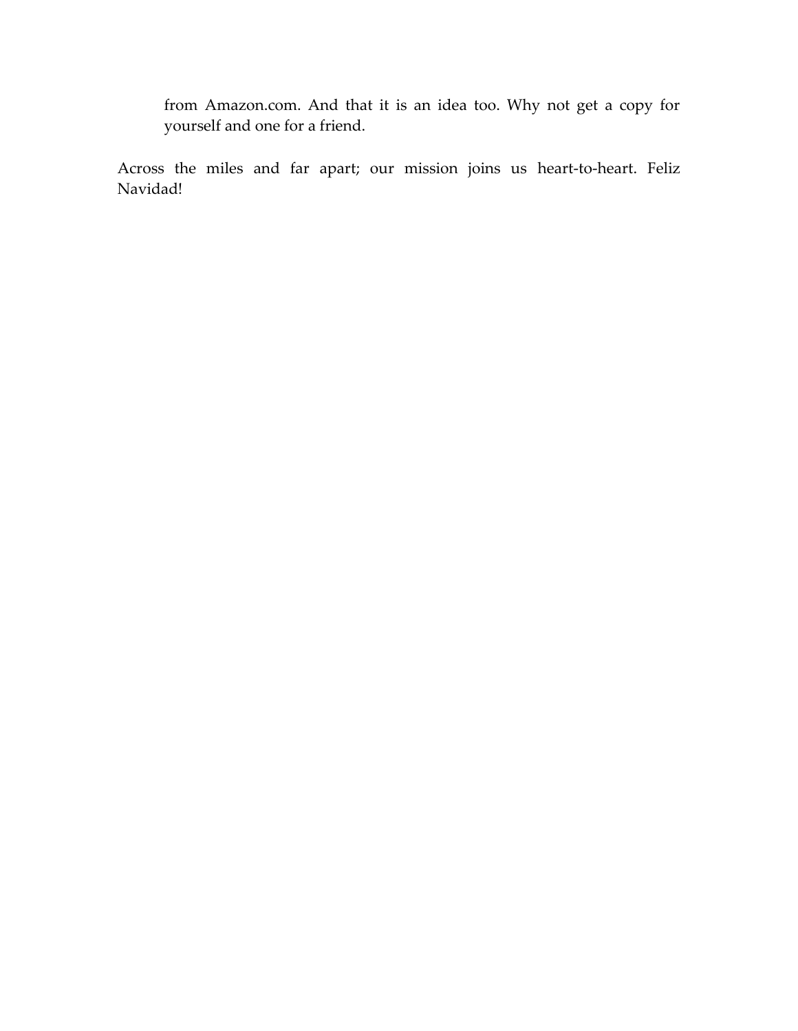from Amazon.com. And that it is an idea too. Why not get a copy for yourself and one for a friend.

Across the miles and far apart; our mission joins us heart-to-heart. Feliz Navidad!